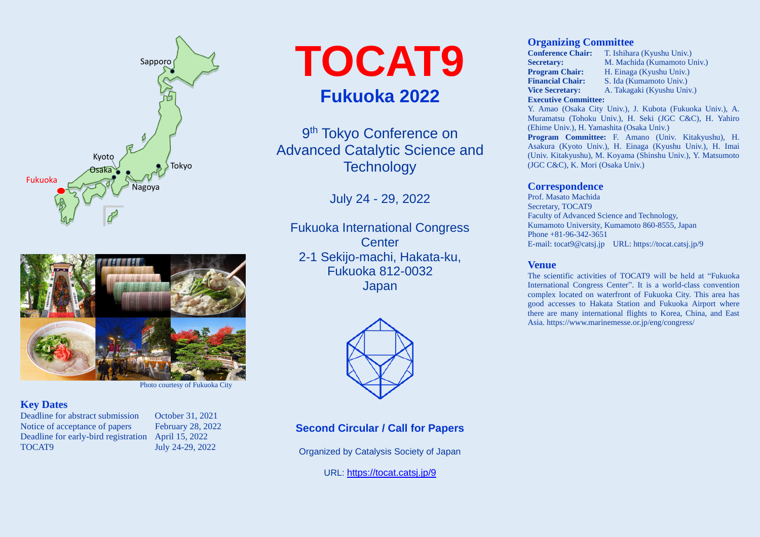# TOCAT9

## Fukuoka 2022

9th Tokyo Conference on Advanced Catalytic Science and Technology

July 24 - 29, 2022

Fukuoka International Congress Center
2-1 Sekijo-machi, Hakata-ku,
Fukuoka 812-0032
Japan

**Second Circular / Call for Papers**

Organized by Catalysis Society of Japan

URL: https://tocat.catsj.jp/9

Photo courtesy of Fukuoka City

## Key Dates

| | |
|---|---|
| Deadline for abstract submission | October 31, 2021 |
| Notice of acceptance of papers | February 28, 2022 |
| Deadline for early-bird registration | April 15, 2022 |
| TOCAT9 | July 24-29, 2022 |

## Organizing Committee

**Conference Chair:** T. Ishihara (Kyushu Univ.)
**Secretary:** M. Machida (Kumamoto Univ.)
**Program Chair:** H. Einaga (Kyushu Univ.)
**Financial Chair:** S. Ida (Kumamoto Univ.)
**Vice Secretary:** A. Takagaki (Kyushu Univ.)

**Executive Committee:**
Y. Amao (Osaka City Univ.), J. Kubota (Fukuoka Univ.), A. Muramatsu (Tohoku Univ.), H. Seki (JGC C&C), H. Yahiro (Ehime Univ.), H. Yamashita (Osaka Univ.)

**Program Committee:** F. Amano (Univ. Kitakyushu), H. Asakura (Kyoto Univ.), H. Einaga (Kyushu Univ.), H. Imai (Univ. Kitakyushu), M. Koyama (Shinshu Univ.), Y. Matsumoto (JGC C&C), K. Mori (Osaka Univ.)

## Correspondence

Prof. Masato Machida
Secretary, TOCAT9
Faculty of Advanced Science and Technology,
Kumamoto University, Kumamoto 860-8555, Japan
Phone +81-96-342-3651
E-mail: tocat9@catsj.jp URL: https://tocat.catsj.jp/9

## Venue

The scientific activities of TOCAT9 will be held at "Fukuoka International Congress Center". It is a world-class convention complex located on waterfront of Fukuoka City. This area has good accesses to Hakata Station and Fukuoka Airport where there are many international flights to Korea, China, and East Asia. https://www.marinemesse.or.jp/eng/congress/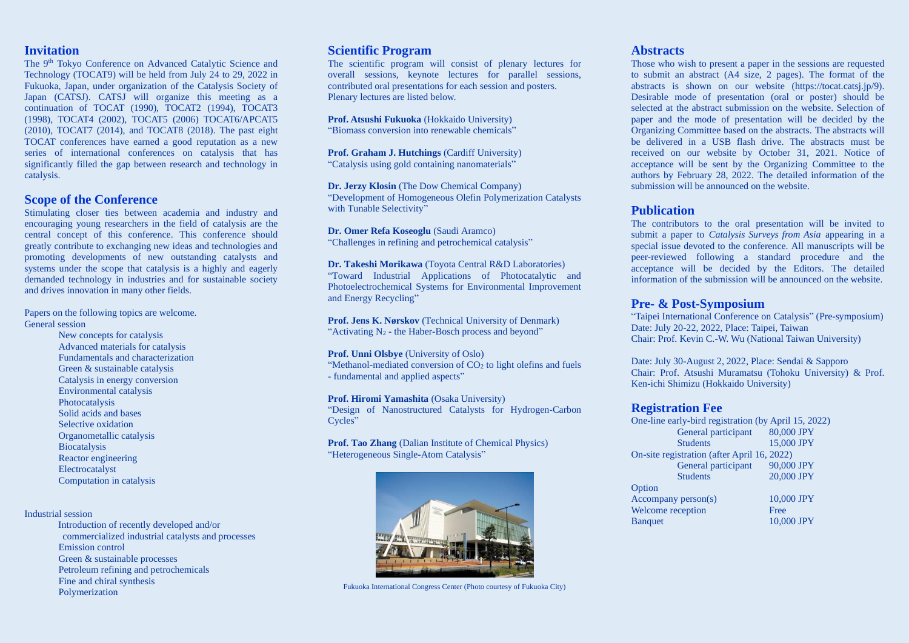## Invitation

The 9th Tokyo Conference on Advanced Catalytic Science and Technology (TOCAT9) will be held from July 24 to 29, 2022 in Fukuoka, Japan, under organization of the Catalysis Society of Japan (CATSJ). CATSJ will organize this meeting as a continuation of TOCAT (1990), TOCAT2 (1994), TOCAT3 (1998), TOCAT4 (2002), TOCAT5 (2006) TOCAT6/APCAT5 (2010), TOCAT7 (2014), and TOCAT8 (2018). The past eight TOCAT conferences have earned a good reputation as a new series of international conferences on catalysis that has significantly filled the gap between research and technology in catalysis.

## Scope of the Conference

Stimulating closer ties between academia and industry and encouraging young researchers in the field of catalysis are the central concept of this conference. This conference should greatly contribute to exchanging new ideas and technologies and promoting developments of new outstanding catalysts and systems under the scope that catalysis is a highly and eagerly demanded technology in industries and for sustainable society and drives innovation in many other fields.

Papers on the following topics are welcome.

General session

- New concepts for catalysis
- Advanced materials for catalysis
- Fundamentals and characterization
- Green & sustainable catalysis
- Catalysis in energy conversion
- Environmental catalysis
- Photocatalysis
- Solid acids and bases
- Selective oxidation
- Organometallic catalysis
- Biocatalysis
- Reactor engineering
- Electrocatalyst
- Computation in catalysis

Industrial session

- Introduction of recently developed and/or commercialized industrial catalysts and processes
- Emission control
- Green & sustainable processes
- Petroleum refining and petrochemicals
- Fine and chiral synthesis
- Polymerization

## Scientific Program

The scientific program will consist of plenary lectures for overall sessions, keynote lectures for parallel sessions, contributed oral presentations for each session and posters. Plenary lectures are listed below.

**Prof. Atsushi Fukuoka** (Hokkaido University)
"Biomass conversion into renewable chemicals"

**Prof. Graham J. Hutchings** (Cardiff University)
"Catalysis using gold containing nanomaterials"

**Dr. Jerzy Klosin** (The Dow Chemical Company)
"Development of Homogeneous Olefin Polymerization Catalysts with Tunable Selectivity"

**Dr. Omer Refa Koseoglu** (Saudi Aramco)
"Challenges in refining and petrochemical catalysis"

**Dr. Takeshi Morikawa** (Toyota Central R&D Laboratories)
"Toward Industrial Applications of Photocatalytic and Photoelectrochemical Systems for Environmental Improvement and Energy Recycling"

**Prof. Jens K. Nørskov** (Technical University of Denmark)
"Activating $N_2$ - the Haber-Bosch process and beyond"

**Prof. Unni Olsbye** (University of Oslo)
"Methanol-mediated conversion of $CO_2$ to light olefins and fuels - fundamental and applied aspects"

**Prof. Hiromi Yamashita** (Osaka University)
"Design of Nanostructured Catalysts for Hydrogen-Carbon Cycles"

**Prof. Tao Zhang** (Dalian Institute of Chemical Physics)
"Heterogeneous Single-Atom Catalysis"

Fukuoka International Congress Center (Photo courtesy of Fukuoka City)

## Abstracts

Those who wish to present a paper in the sessions are requested to submit an abstract (A4 size, 2 pages). The format of the abstracts is shown on our website (https://tocat.catsj.jp/9). Desirable mode of presentation (oral or poster) should be selected at the abstract submission on the website. Selection of paper and the mode of presentation will be decided by the Organizing Committee based on the abstracts. The abstracts will be delivered in a USB flash drive. The abstracts must be received on our website by October 31, 2021. Notice of acceptance will be sent by the Organizing Committee to the authors by February 28, 2022. The detailed information of the submission will be announced on the website.

## Publication

The contributors to the oral presentation will be invited to submit a paper to *Catalysis Surveys from Asia* appearing in a special issue devoted to the conference. All manuscripts will be peer-reviewed following a standard procedure and the acceptance will be decided by the Editors. The detailed information of the submission will be announced on the website.

## Pre- & Post-Symposium

"Taipei International Conference on Catalysis" (Pre-symposium)
Date: July 20-22, 2022, Place: Taipei, Taiwan
Chair: Prof. Kevin C.-W. Wu (National Taiwan University)

Date: July 30-August 2, 2022, Place: Sendai & Sapporo
Chair: Prof. Atsushi Muramatsu (Tohoku University) & Prof. Ken-ichi Shimizu (Hokkaido University)

## Registration Fee

| | |
|---|---|
| One-line early-bird registration (by April 15, 2022) | |
| General participant | 80,000 JPY |
| Students | 15,000 JPY |
| On-site registration (after April 16, 2022) | |
| General participant | 90,000 JPY |
| Students | 20,000 JPY |
| Option | |
| Accompany person(s) | 10,000 JPY |
| Welcome reception | Free |
| Banquet | 10,000 JPY |